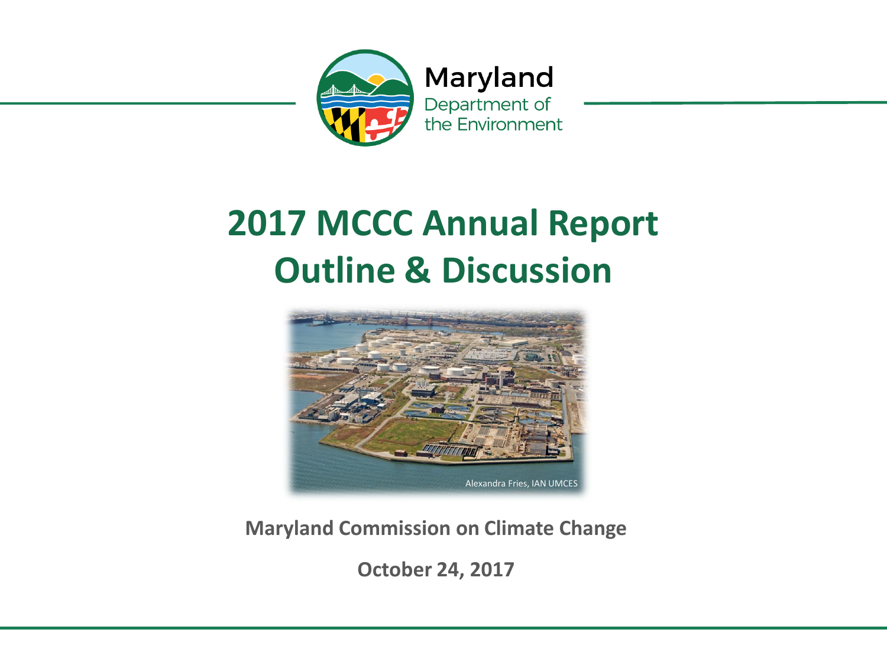Maryland Department of the Environment

# 2017 MCCC Annual Report Outline & Discussion

Alexandra Fries, IAN UMCES

**Maryland Commission on Climate Change**

**October 24, 2017**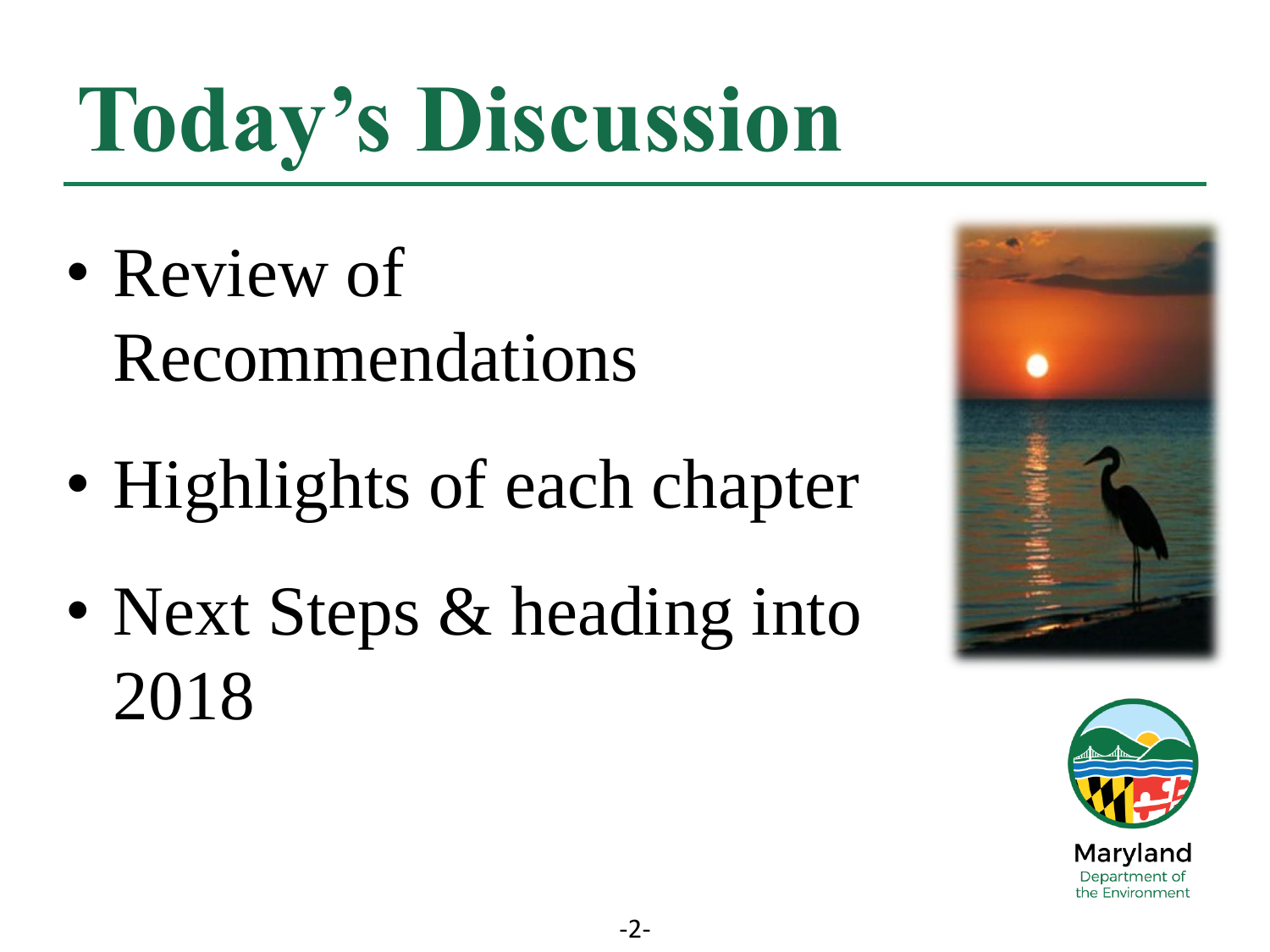# Today's Discussion

- Review of Recommendations
- Highlights of each chapter
- Next Steps & heading into 2018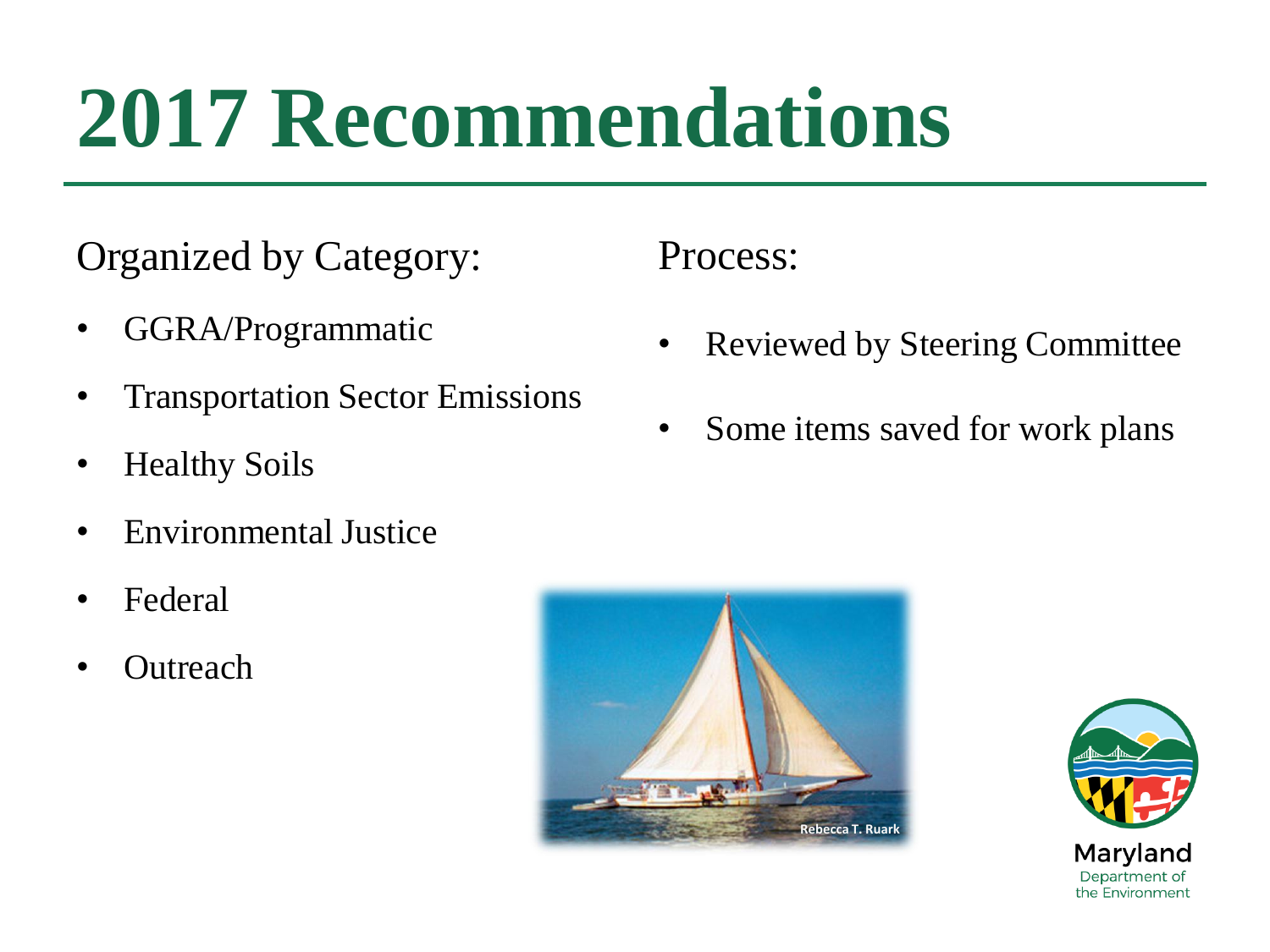# 2017 Recommendations

Organized by Category:

- GGRA/Programmatic
- Transportation Sector Emissions
- Healthy Soils
- Environmental Justice
- Federal
- Outreach

Process:

- Reviewed by Steering Committee
- Some items saved for work plans

Rebecca T. Ruark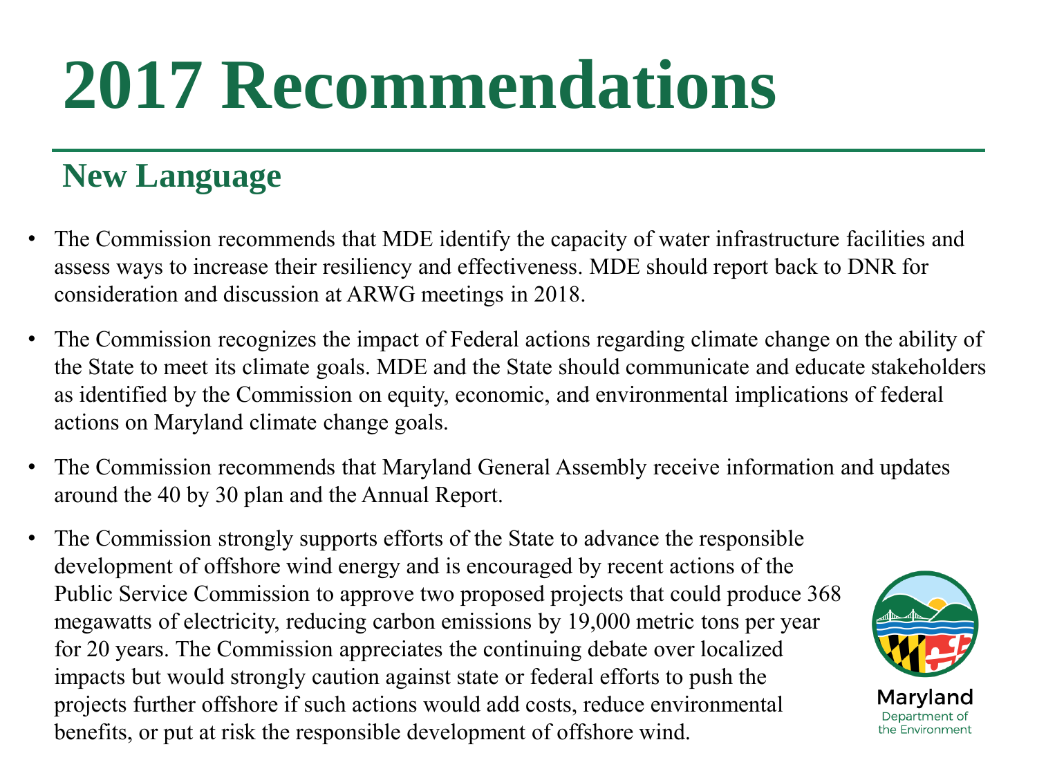# 2017 Recommendations

## New Language

- The Commission recommends that MDE identify the capacity of water infrastructure facilities and assess ways to increase their resiliency and effectiveness. MDE should report back to DNR for consideration and discussion at ARWG meetings in 2018.
- The Commission recognizes the impact of Federal actions regarding climate change on the ability of the State to meet its climate goals. MDE and the State should communicate and educate stakeholders as identified by the Commission on equity, economic, and environmental implications of federal actions on Maryland climate change goals.
- The Commission recommends that Maryland General Assembly receive information and updates around the 40 by 30 plan and the Annual Report.
- The Commission strongly supports efforts of the State to advance the responsible development of offshore wind energy and is encouraged by recent actions of the Public Service Commission to approve two proposed projects that could produce 368 megawatts of electricity, reducing carbon emissions by 19,000 metric tons per year for 20 years. The Commission appreciates the continuing debate over localized impacts but would strongly caution against state or federal efforts to push the projects further offshore if such actions would add costs, reduce environmental benefits, or put at risk the responsible development of offshore wind.

Maryland Department of the Environment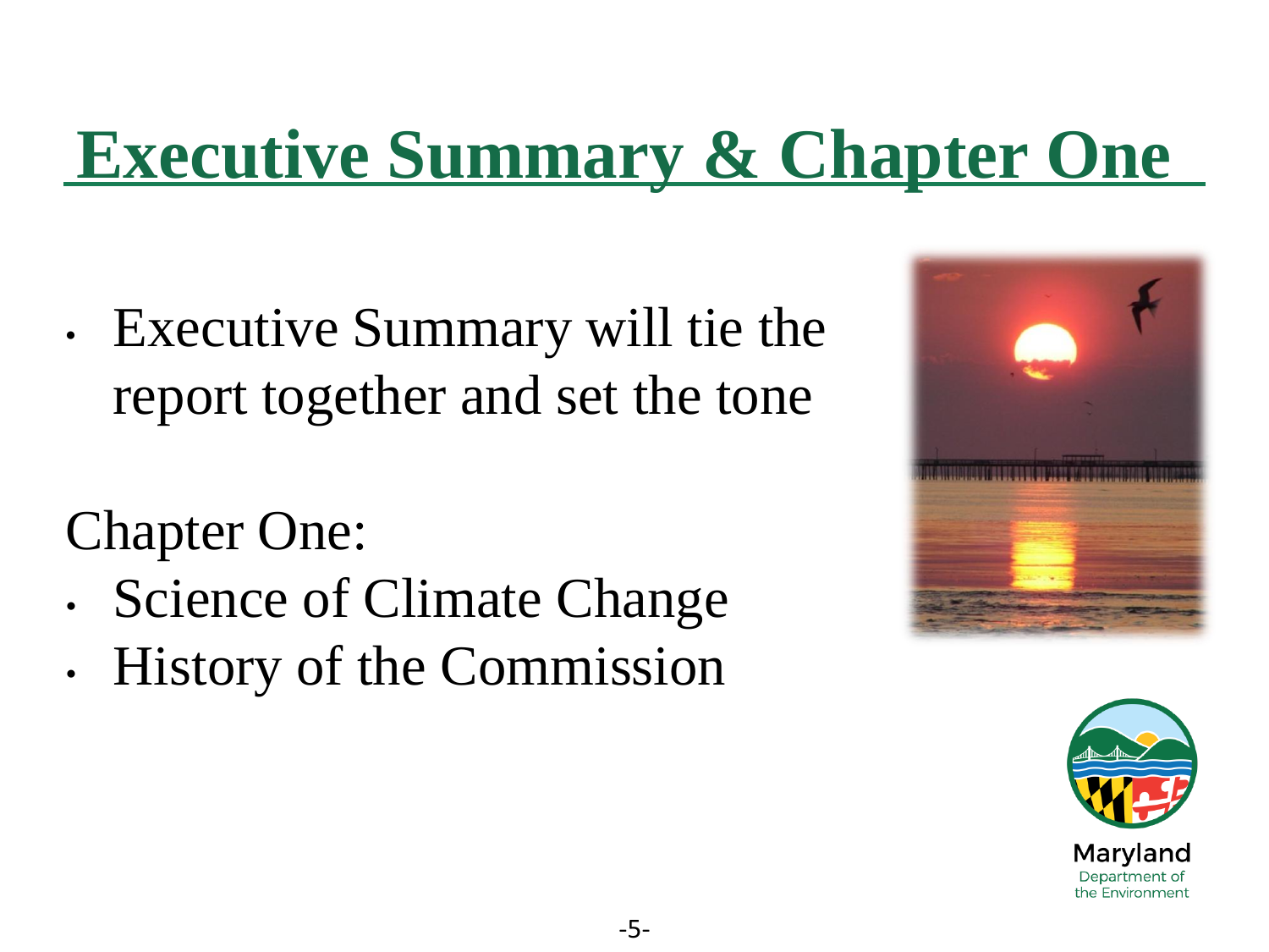# Executive Summary & Chapter One

- Executive Summary will tie the report together and set the tone

Chapter One:

- Science of Climate Change
- History of the Commission

Maryland
Department of
the Environment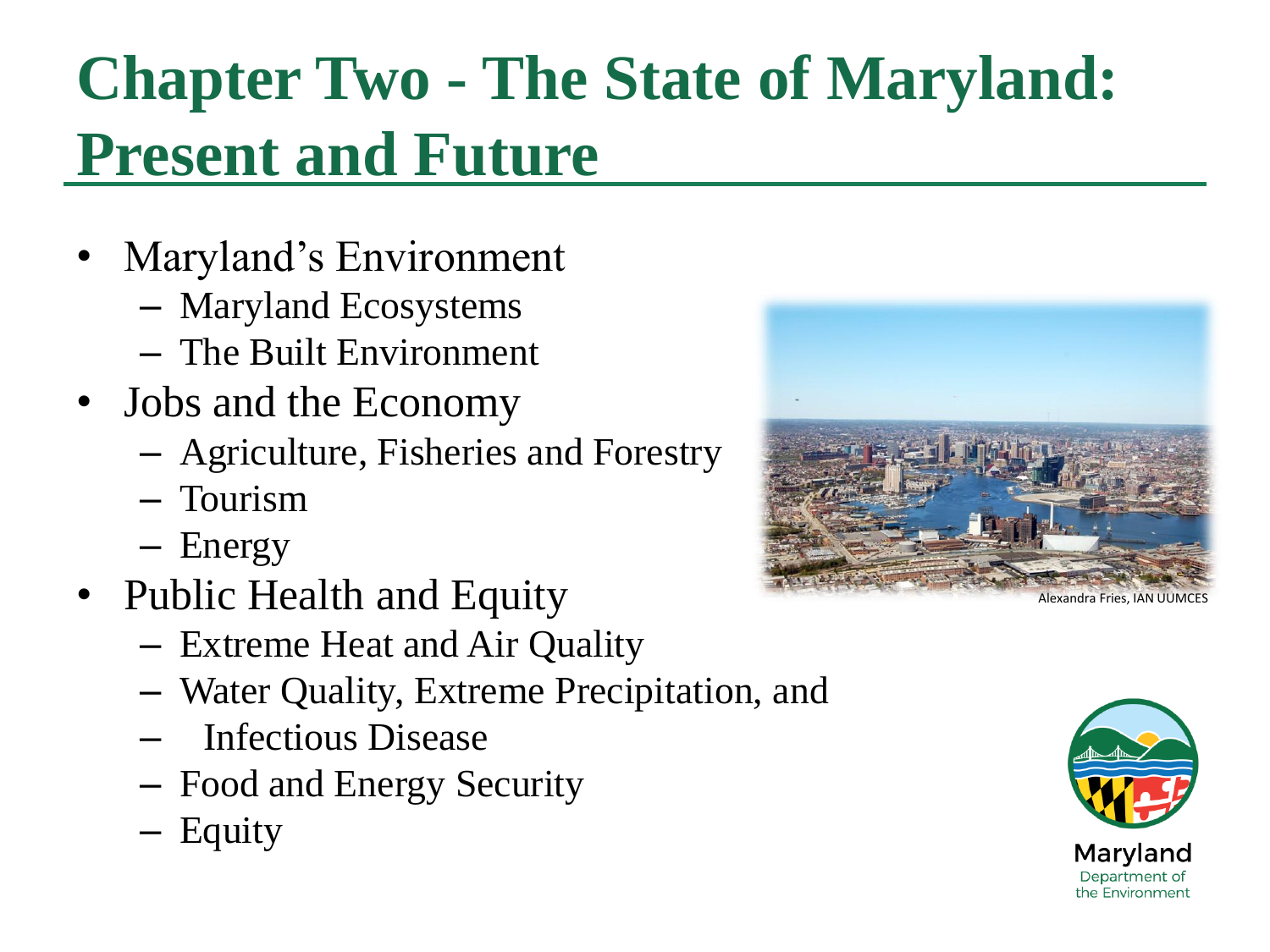# Chapter Two - The State of Maryland: Present and Future

- Maryland's Environment
  - Maryland Ecosystems
  - The Built Environment
- Jobs and the Economy
  - Agriculture, Fisheries and Forestry
  - Tourism
  - Energy
- Public Health and Equity
  - Extreme Heat and Air Quality
  - Water Quality, Extreme Precipitation, and
  - Infectious Disease
  - Food and Energy Security
  - Equity

Alexandra Fries, IAN UUMCES

Maryland Department of the Environment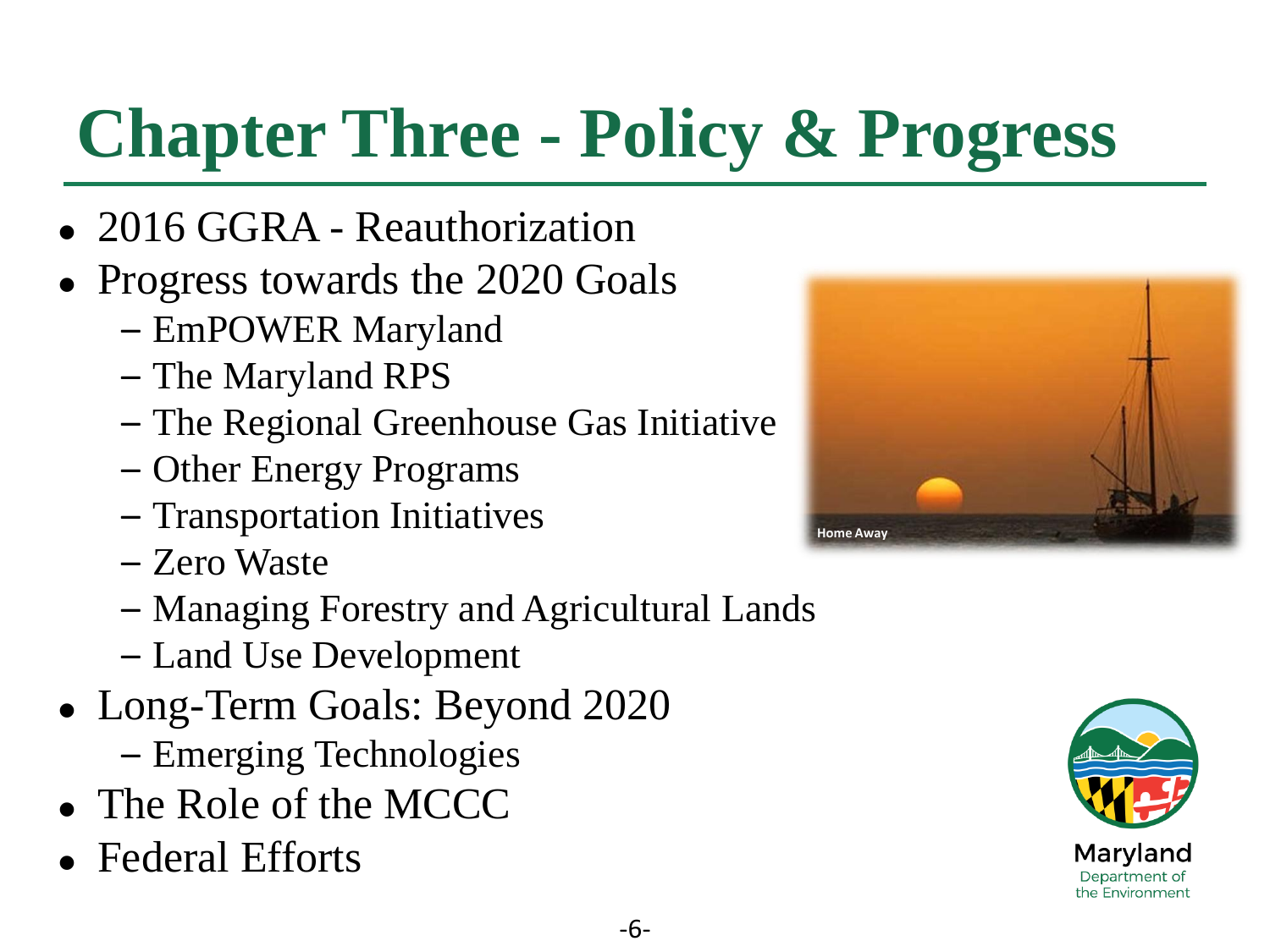# Chapter Three - Policy & Progress

- 2016 GGRA - Reauthorization
- Progress towards the 2020 Goals
  - EmPOWER Maryland
  - The Maryland RPS
  - The Regional Greenhouse Gas Initiative
  - Other Energy Programs
  - Transportation Initiatives
  - Zero Waste
  - Managing Forestry and Agricultural Lands
  - Land Use Development
- Long-Term Goals: Beyond 2020
  - Emerging Technologies
- The Role of the MCCC
- Federal Efforts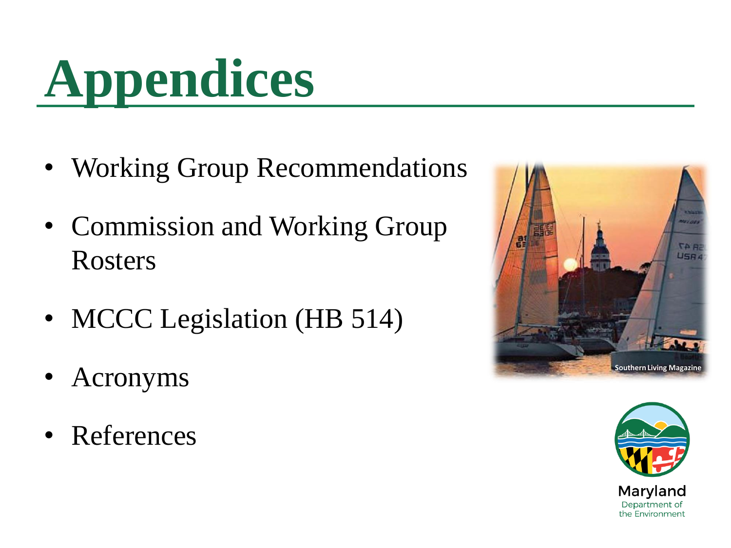# Appendices

- Working Group Recommendations
- Commission and Working Group Rosters
- MCCC Legislation (HB 514)
- Acronyms
- References

Southern Living Magazine

Maryland Department of the Environment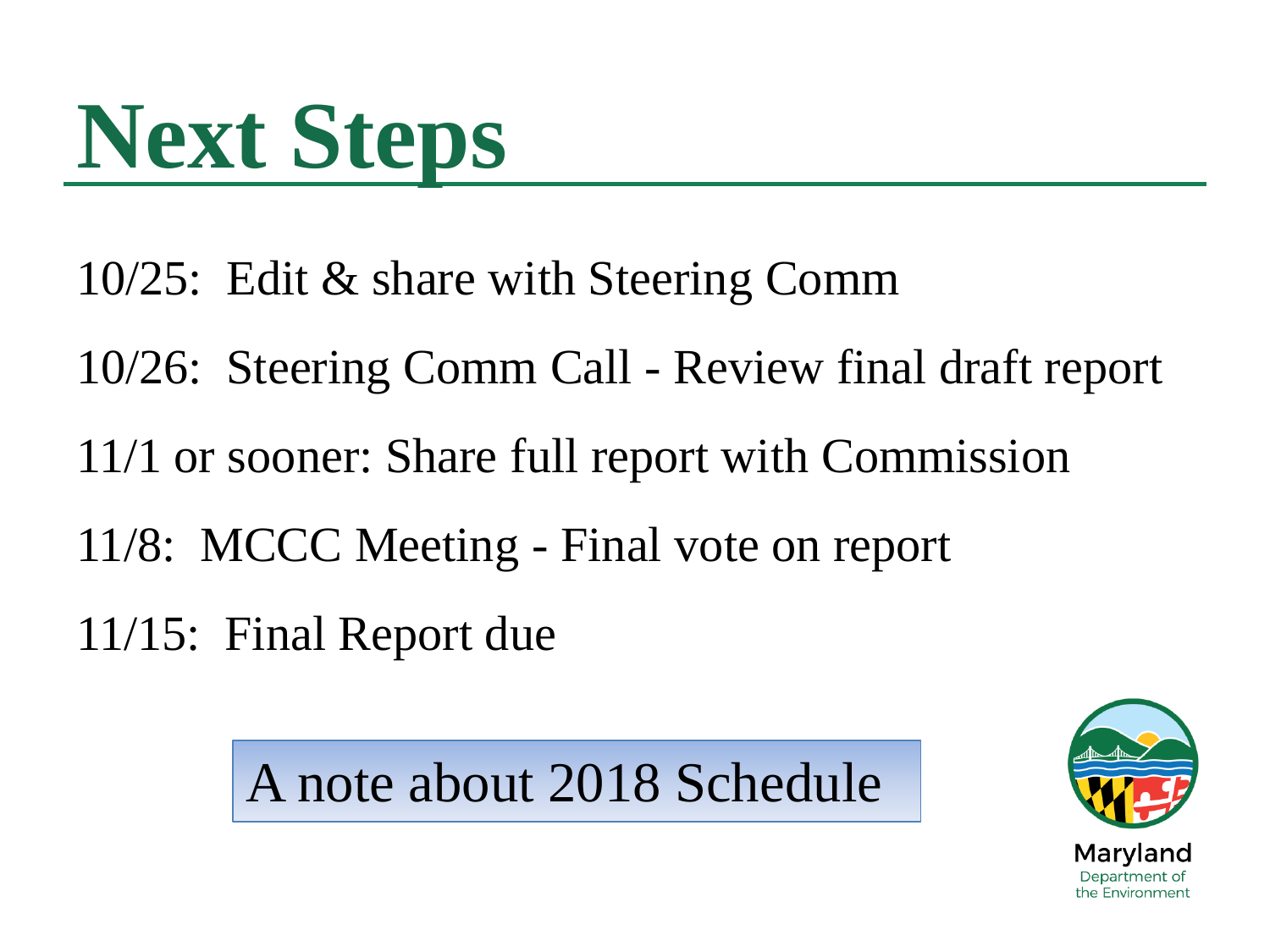# Next Steps

10/25: Edit & share with Steering Comm

10/26: Steering Comm Call - Review final draft report

11/1 or sooner: Share full report with Commission

11/8: MCCC Meeting - Final vote on report

11/15: Final Report due

A note about 2018 Schedule

Maryland
Department of
the Environment